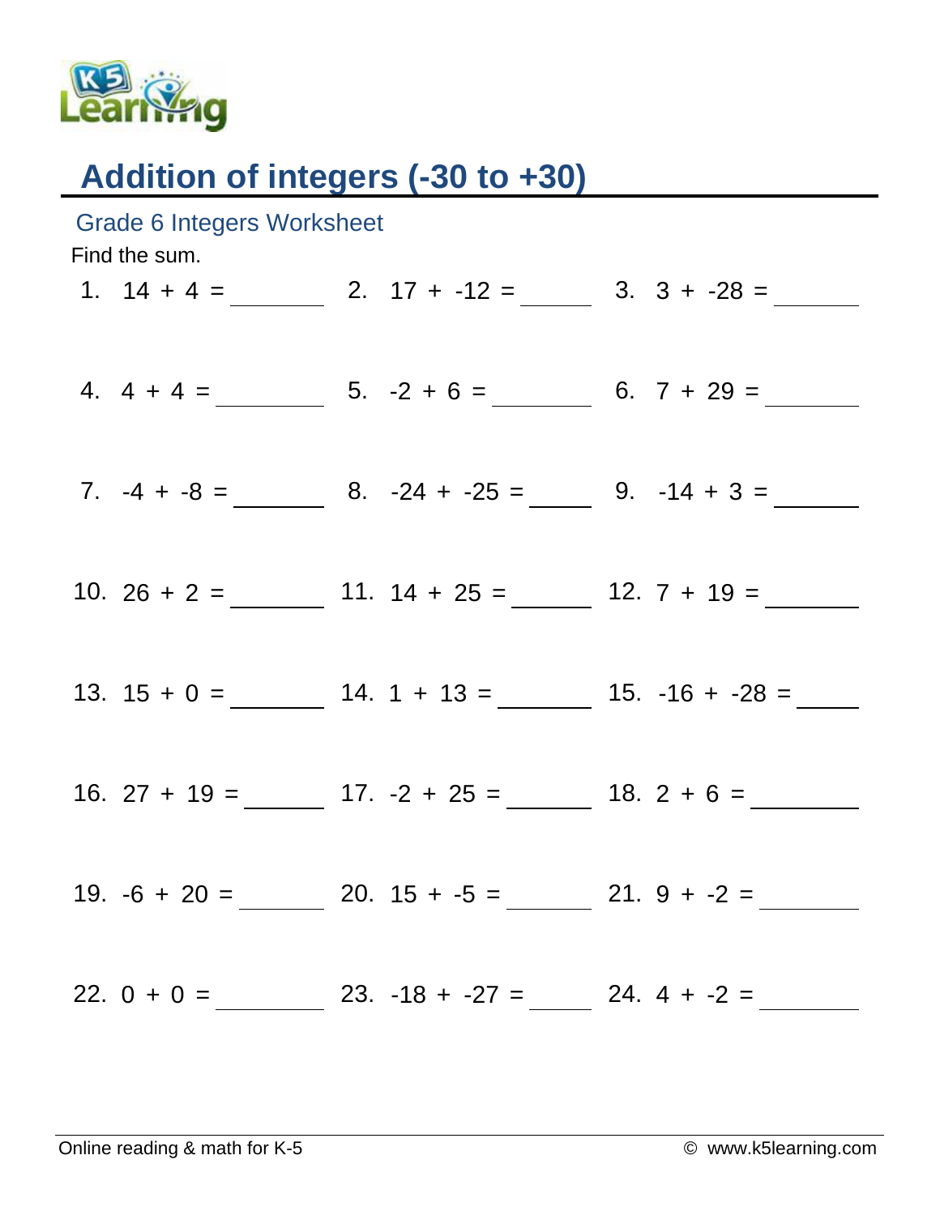# Addition of integers (-30 to +30)

## Grade 6 Integers Worksheet

Find the sum.

1. $14 + 4 =$ ______
2. $17 + -12 =$ ______
3. $3 + -28 =$ ______
4. $4 + 4 =$ ______
5. $-2 + 6 =$ ______
6. $7 + 29 =$ ______
7. $-4 + -8 =$ ______
8. $-24 + -25 =$ ______
9. $-14 + 3 =$ ______
10. $26 + 2 =$ ______
11. $14 + 25 =$ ______
12. $7 + 19 =$ ______
13. $15 + 0 =$ ______
14. $1 + 13 =$ ______
15. $-16 + -28 =$ ______
16. $27 + 19 =$ ______
17. $-2 + 25 =$ ______
18. $2 + 6 =$ ______
19. $-6 + 20 =$ ______
20. $15 + -5 =$ ______
21. $9 + -2 =$ ______
22. $0 + 0 =$ ______
23. $-18 + -27 =$ ______
24. $4 + -2 =$ ______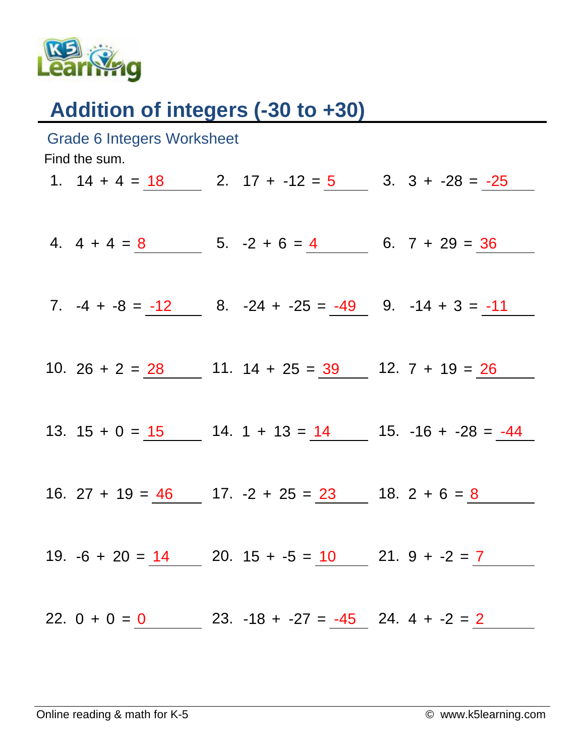# Addition of integers (-30 to +30)

## Grade 6 Integers Worksheet

Find the sum.

1. 14 + 4 = 18
2. 17 + -12 = 5
3. 3 + -28 = -25
4. 4 + 4 = 8
5. -2 + 6 = 4
6. 7 + 29 = 36
7. -4 + -8 = -12
8. -24 + -25 = -49
9. -14 + 3 = -11
10. 26 + 2 = 28
11. 14 + 25 = 39
12. 7 + 19 = 26
13. 15 + 0 = 15
14. 1 + 13 = 14
15. -16 + -28 = -44
16. 27 + 19 = 46
17. -2 + 25 = 23
18. 2 + 6 = 8
19. -6 + 20 = 14
20. 15 + -5 = 10
21. 9 + -2 = 7
22. 0 + 0 = 0
23. -18 + -27 = -45
24. 4 + -2 = 2